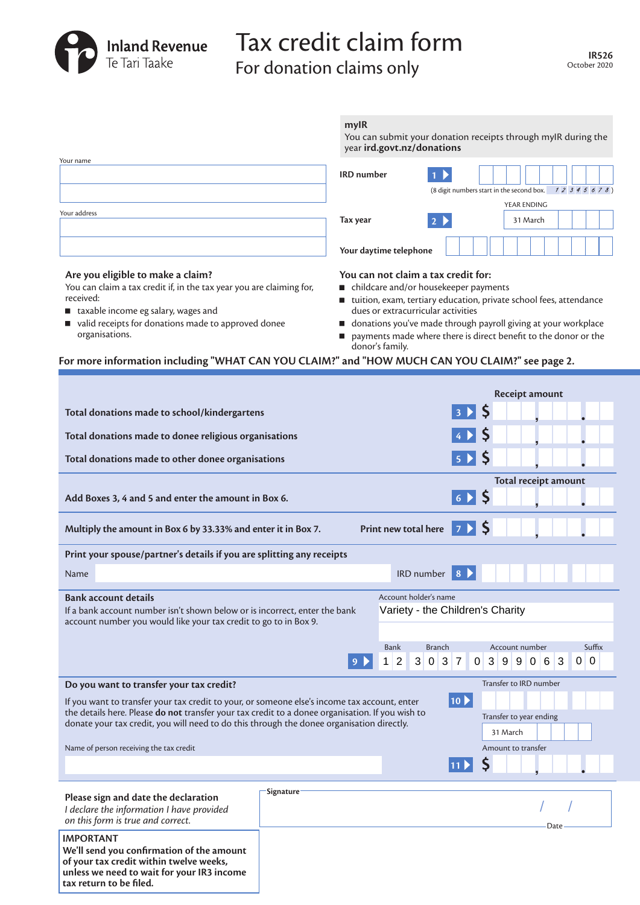Inland Revenue
Te Tari Taake

# Tax credit claim form

## For donation claims only

**IR526**
October 2020

**myIR**
You can submit your donation receipts through myIR during the year **ird.govt.nz/donations**

Your name

Your address

**IRD number** 1 (8 digit numbers start in the second box. 1 2 3 4 5 6 7 8 )

**Tax year** 2 YEAR ENDING 31 March

**Your daytime telephone**

### Are you eligible to make a claim?

You can claim a tax credit if, in the tax year you are claiming for, received:

- taxable income eg salary, wages and
- valid receipts for donations made to approved donee organisations.

### You can not claim a tax credit for:

- childcare and/or housekeeper payments
- tuition, exam, tertiary education, private school fees, attendance dues or extracurricular activities
- donations you've made through payroll giving at your workplace
- payments made where there is direct benefit to the donor or the donor's family.

**For more information including "WHAT CAN YOU CLAIM?" and "HOW MUCH CAN YOU CLAIM?" see page 2.**

| | | Receipt amount |
|---|---|---|
| **Total donations made to school/kindergartens** | 3 | $ |
| **Total donations made to donee religious organisations** | 4 | $ |
| **Total donations made to other donee organisations** | 5 | $ |

| | | Total receipt amount |
|---|---|---|
| **Add Boxes 3, 4 and 5 and enter the amount in Box 6.** | 6 | $ |
| **Multiply the amount in Box 6 by 33.33% and enter it in Box 7.** **Print new total here** | 7 | $ |

**Print your spouse/partner's details if you are splitting any receipts**

Name

IRD number 8

**Bank account details**
If a bank account number isn't shown below or is incorrect, enter the bank account number you would like your tax credit to go to in Box 9.

Account holder's name: Variety - the Children's Charity

| | Bank | Branch | Account number | Suffix |
|---|---|---|---|---|
| 9 | 12 | 3037 | 0399063 | 00 |

**Do you want to transfer your tax credit?**

If you want to transfer your tax credit to your, or someone else's income tax account, enter the details here. Please **do not** transfer your tax credit to a donee organisation. If you wish to donate your tax credit, you will need to do this through the donee organisation directly.

10 Transfer to IRD number

Transfer to year ending 31 March

Name of person receiving the tax credit

11 Amount to transfer $

**Please sign and date the declaration**
*I declare the information I have provided on this form is true and correct.*

Signature

Date / /

**IMPORTANT**
**We'll send you confirmation of the amount of your tax credit within twelve weeks, unless we need to wait for your IR3 income tax return to be filed.**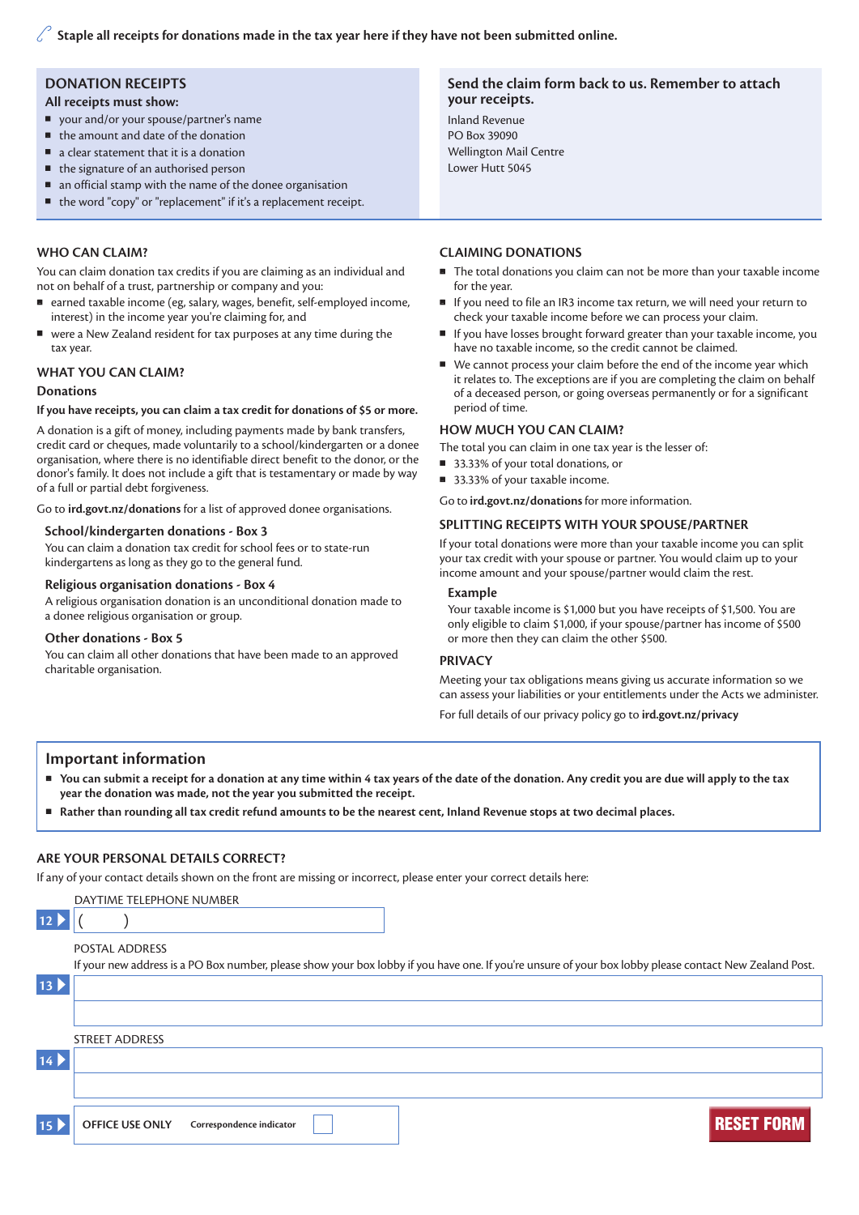Staple all receipts for donations made in the tax year here if they have not been submitted online.

## DONATION RECEIPTS

**All receipts must show:**

- your and/or your spouse/partner's name
- the amount and date of the donation
- a clear statement that it is a donation
- the signature of an authorised person
- an official stamp with the name of the donee organisation
- the word "copy" or "replacement" if it's a replacement receipt.

**Send the claim form back to us. Remember to attach your receipts.**

Inland Revenue
PO Box 39090
Wellington Mail Centre
Lower Hutt 5045

## WHO CAN CLAIM?

You can claim donation tax credits if you are claiming as an individual and not on behalf of a trust, partnership or company and you:

- earned taxable income (eg, salary, wages, benefit, self-employed income, interest) in the income year you're claiming for, and
- were a New Zealand resident for tax purposes at any time during the tax year.

## WHAT YOU CAN CLAIM?

### Donations

**If you have receipts, you can claim a tax credit for donations of $5 or more.**

A donation is a gift of money, including payments made by bank transfers, credit card or cheques, made voluntarily to a school/kindergarten or a donee organisation, where there is no identifiable direct benefit to the donor, or the donor's family. It does not include a gift that is testamentary or made by way of a full or partial debt forgiveness.

Go to **ird.govt.nz/donations** for a list of approved donee organisations.

### School/kindergarten donations - Box 3

You can claim a donation tax credit for school fees or to state-run kindergartens as long as they go to the general fund.

### Religious organisation donations - Box 4

A religious organisation donation is an unconditional donation made to a donee religious organisation or group.

### Other donations - Box 5

You can claim all other donations that have been made to an approved charitable organisation.

## CLAIMING DONATIONS

- The total donations you claim can not be more than your taxable income for the year.
- If you need to file an IR3 income tax return, we will need your return to check your taxable income before we can process your claim.
- If you have losses brought forward greater than your taxable income, you have no taxable income, so the credit cannot be claimed.
- We cannot process your claim before the end of the income year which it relates to. The exceptions are if you are completing the claim on behalf of a deceased person, or going overseas permanently or for a significant period of time.

## HOW MUCH YOU CAN CLAIM?

The total you can claim in one tax year is the lesser of:

- 33.33% of your total donations, or
- 33.33% of your taxable income.

Go to **ird.govt.nz/donations** for more information.

## SPLITTING RECEIPTS WITH YOUR SPOUSE/PARTNER

If your total donations were more than your taxable income you can split your tax credit with your spouse or partner. You would claim up to your income amount and your spouse/partner would claim the rest.

### Example

Your taxable income is $1,000 but you have receipts of $1,500. You are only eligible to claim $1,000, if your spouse/partner has income of $500 or more then they can claim the other $500.

## PRIVACY

Meeting your tax obligations means giving us accurate information so we can assess your liabilities or your entitlements under the Acts we administer.

For full details of our privacy policy go to **ird.govt.nz/privacy**

## Important information

- **You can submit a receipt for a donation at any time within 4 tax years of the date of the donation. Any credit you are due will apply to the tax year the donation was made, not the year you submitted the receipt.**
- **Rather than rounding all tax credit refund amounts to be the nearest cent, Inland Revenue stops at two decimal places.**

## ARE YOUR PERSONAL DETAILS CORRECT?

If any of your contact details shown on the front are missing or incorrect, please enter your correct details here:

**12** DAYTIME TELEPHONE NUMBER ( )

**13** POSTAL ADDRESS

If your new address is a PO Box number, please show your box lobby if you have one. If you're unsure of your box lobby please contact New Zealand Post.

**14** STREET ADDRESS

**15** OFFICE USE ONLY Correspondence indicator

RESET FORM